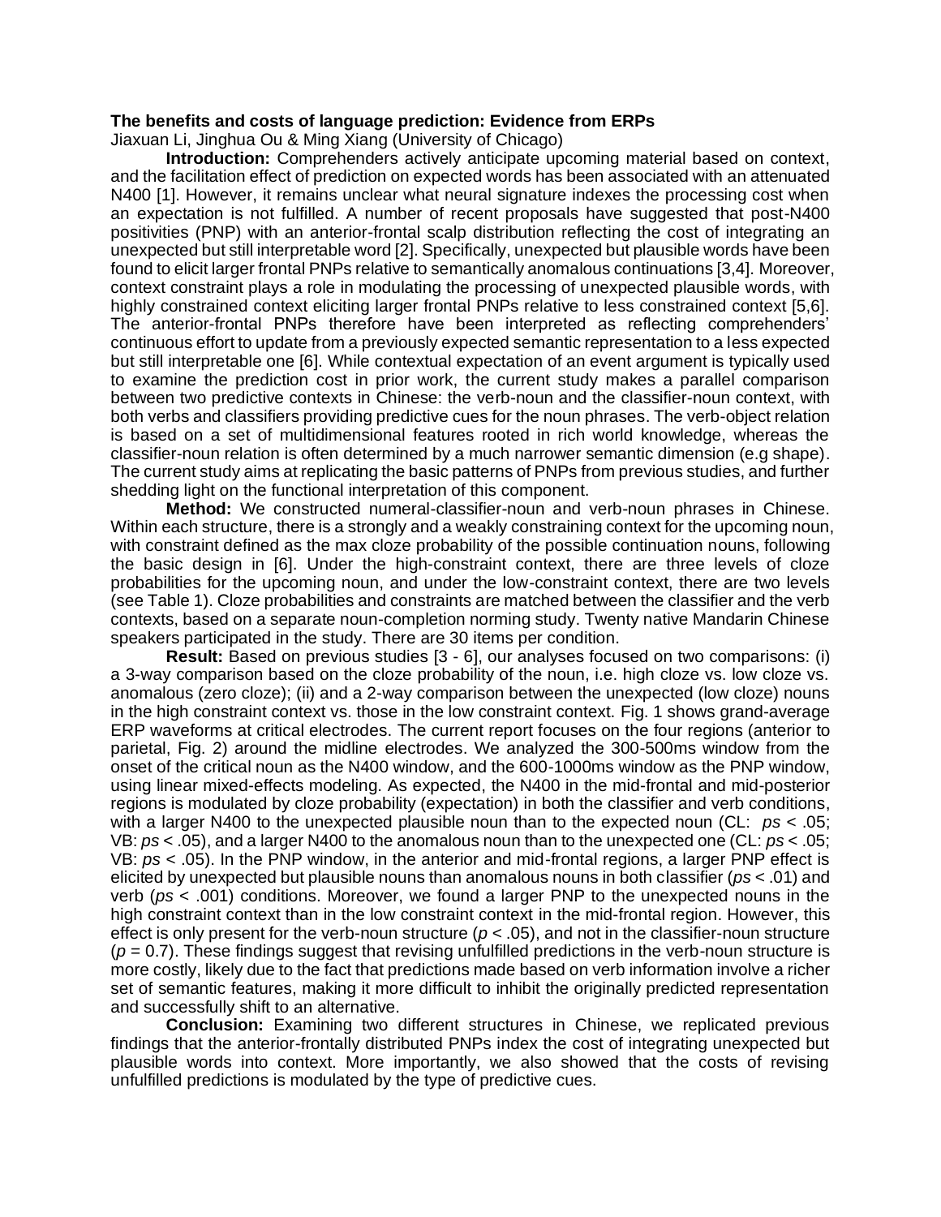**The benefits and costs of language prediction: Evidence from ERPs**

Jiaxuan Li, Jinghua Ou & Ming Xiang (University of Chicago)

**Introduction:** Comprehenders actively anticipate upcoming material based on context, and the facilitation effect of prediction on expected words has been associated with an attenuated N400 [1]. However, it remains unclear what neural signature indexes the processing cost when an expectation is not fulfilled. A number of recent proposals have suggested that post-N400 positivities (PNP) with an anterior-frontal scalp distribution reflecting the cost of integrating an unexpected but still interpretable word [2]. Specifically, unexpected but plausible words have been found to elicit larger frontal PNPs relative to semantically anomalous continuations [3,4]. Moreover, context constraint plays a role in modulating the processing of unexpected plausible words, with highly constrained context eliciting larger frontal PNPs relative to less constrained context [5,6]. The anterior-frontal PNPs therefore have been interpreted as reflecting comprehenders' continuous effort to update from a previously expected semantic representation to a less expected but still interpretable one [6]. While contextual expectation of an event argument is typically used to examine the prediction cost in prior work, the current study makes a parallel comparison between two predictive contexts in Chinese: the verb-noun and the classifier-noun context, with both verbs and classifiers providing predictive cues for the noun phrases. The verb-object relation is based on a set of multidimensional features rooted in rich world knowledge, whereas the classifier-noun relation is often determined by a much narrower semantic dimension (e.g shape). The current study aims at replicating the basic patterns of PNPs from previous studies, and further shedding light on the functional interpretation of this component.

**Method:** We constructed numeral-classifier-noun and verb-noun phrases in Chinese. Within each structure, there is a strongly and a weakly constraining context for the upcoming noun, with constraint defined as the max cloze probability of the possible continuation nouns, following the basic design in [6]. Under the high-constraint context, there are three levels of cloze probabilities for the upcoming noun, and under the low-constraint context, there are two levels (see Table 1). Cloze probabilities and constraints are matched between the classifier and the verb contexts, based on a separate noun-completion norming study. Twenty native Mandarin Chinese speakers participated in the study. There are 30 items per condition.

**Result:** Based on previous studies [3 - 6], our analyses focused on two comparisons: (i) a 3-way comparison based on the cloze probability of the noun, i.e. high cloze vs. low cloze vs. anomalous (zero cloze); (ii) and a 2-way comparison between the unexpected (low cloze) nouns in the high constraint context vs. those in the low constraint context. Fig. 1 shows grand-average ERP waveforms at critical electrodes. The current report focuses on the four regions (anterior to parietal, Fig. 2) around the midline electrodes. We analyzed the 300-500ms window from the onset of the critical noun as the N400 window, and the 600-1000ms window as the PNP window, using linear mixed-effects modeling. As expected, the N400 in the mid-frontal and mid-posterior regions is modulated by cloze probability (expectation) in both the classifier and verb conditions, with a larger N400 to the unexpected plausible noun than to the expected noun (CL: *ps* $< .05$; VB: *ps* $< .05$), and a larger N400 to the anomalous noun than to the unexpected one (CL: *ps* $< .05$; VB: *ps* $< .05$). In the PNP window, in the anterior and mid-frontal regions, a larger PNP effect is elicited by unexpected but plausible nouns than anomalous nouns in both classifier (*ps* $< .01$) and verb (*ps* $< .001$) conditions. Moreover, we found a larger PNP to the unexpected nouns in the high constraint context than in the low constraint context in the mid-frontal region. However, this effect is only present for the verb-noun structure ($p < .05$), and not in the classifier-noun structure ($p = 0.7$). These findings suggest that revising unfulfilled predictions in the verb-noun structure is more costly, likely due to the fact that predictions made based on verb information involve a richer set of semantic features, making it more difficult to inhibit the originally predicted representation and successfully shift to an alternative.

**Conclusion:** Examining two different structures in Chinese, we replicated previous findings that the anterior-frontally distributed PNPs index the cost of integrating unexpected but plausible words into context. More importantly, we also showed that the costs of revising unfulfilled predictions is modulated by the type of predictive cues.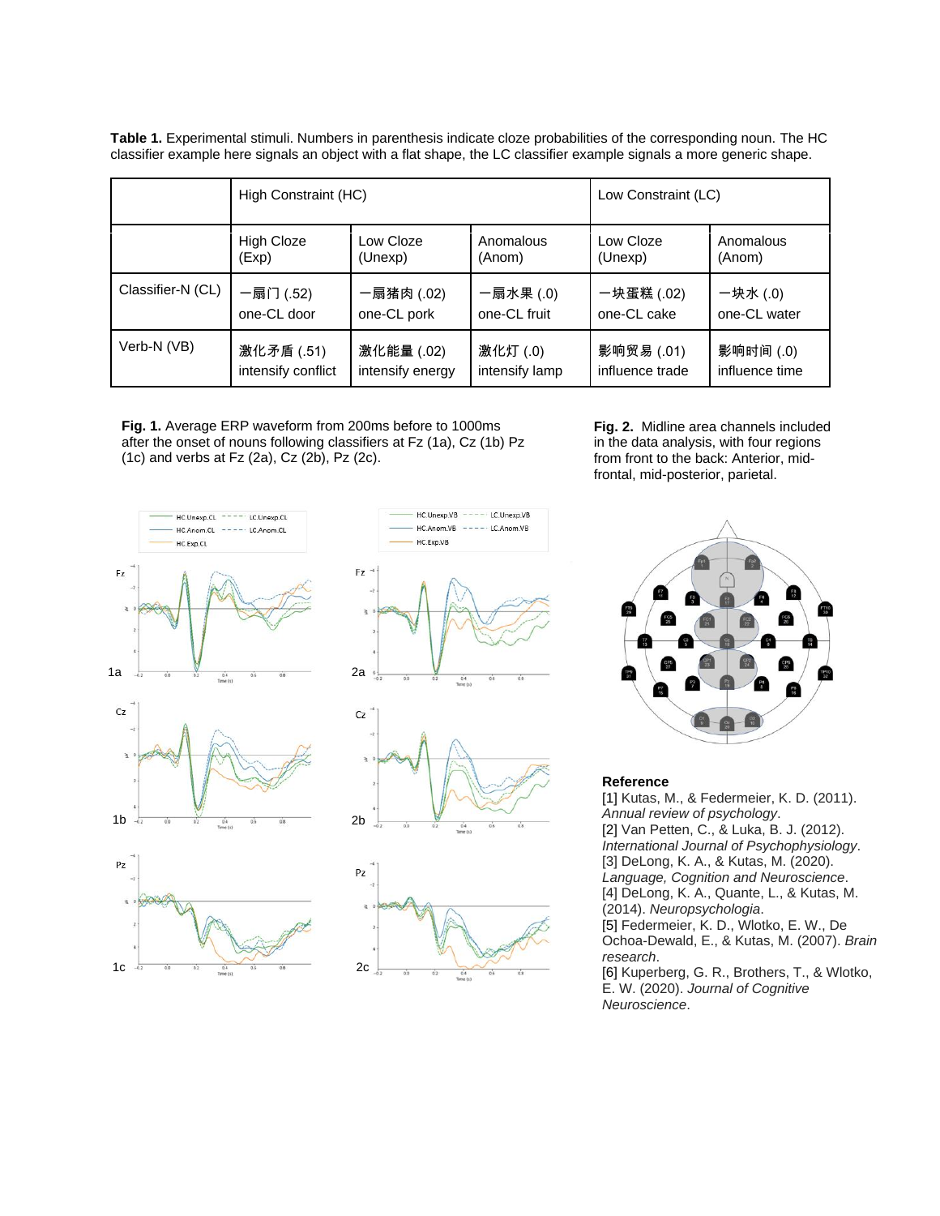**Table 1.** Experimental stimuli. Numbers in parenthesis indicate cloze probabilities of the corresponding noun. The HC classifier example here signals an object with a flat shape, the LC classifier example signals a more generic shape.

| | High Constraint (HC) | | | Low Constraint (LC) | |
|---|---|---|---|---|---|
| | High Cloze (Exp) | Low Cloze (Unexp) | Anomalous (Anom) | Low Cloze (Unexp) | Anomalous (Anom) |
| Classifier-N (CL) | 一扇门 (.52) one-CL door | 一扇猪肉 (.02) one-CL pork | 一扇水果 (.0) one-CL fruit | 一块蛋糕 (.02) one-CL cake | 一块水 (.0) one-CL water |
| Verb-N (VB) | 激化矛盾 (.51) intensify conflict | 激化能量 (.02) intensify energy | 激化灯 (.0) intensify lamp | 影响贸易 (.01) influence trade | 影响时间 (.0) influence time |

**Fig. 1.** Average ERP waveform from 200ms before to 1000ms after the onset of nouns following classifiers at Fz (1a), Cz (1b) Pz (1c) and verbs at Fz (2a), Cz (2b), Pz (2c).

HC.Unexp.CL
LC.Unexp.CL
HC.Anom.CL
LC.Anom.CL
HC.Exp.CL

HC.Unexp.VB
LC.Unexp.VB
HC.Anom.VB
LC.Anom.VB
HC.Exp.VB

Fz
1a
Cz
1b
Pz
1c
Fz
2a
Cz
2b
Pz
2c
Time (s)

**Fig. 2.** Midline area channels included in the data analysis, with four regions from front to the back: Anterior, mid-frontal, mid-posterior, parietal.

## Reference

[1] Kutas, M., & Federmeier, K. D. (2011). *Annual review of psychology*.

[2] Van Petten, C., & Luka, B. J. (2012). *International Journal of Psychophysiology*.

[3] DeLong, K. A., & Kutas, M. (2020). *Language, Cognition and Neuroscience*.

[4] DeLong, K. A., Quante, L., & Kutas, M. (2014). *Neuropsychologia*.

[5] Federmeier, K. D., Wlotko, E. W., De Ochoa-Dewald, E., & Kutas, M. (2007). *Brain research*.

[6] Kuperberg, G. R., Brothers, T., & Wlotko, E. W. (2020). *Journal of Cognitive Neuroscience*.